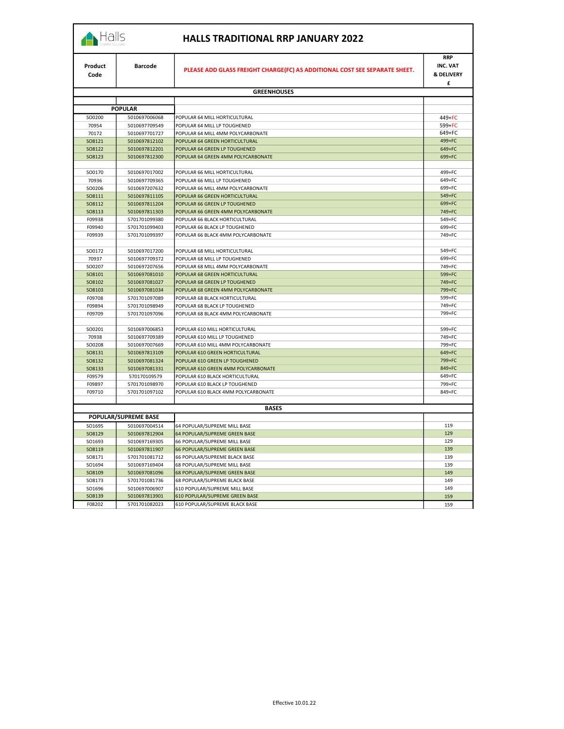# HALLS TRADITIONAL RRP JANUARY 2022

| Product Code | Barcode | PLEASE ADD GLASS FREIGHT CHARGE(FC) AS ADDITIONAL COST SEE SEPARATE SHEET. | RRP INC. VAT & DELIVERY £ |
|---|---|---|---|
| | | **GREENHOUSES** | |
| **POPULAR** | | | |
| SO0200 | 5010697006068 | POPULAR 64 MILL HORTICULTURAL | 449+FC |
| 70954 | 5010697709549 | POPULAR 64 MILL LP TOUGHENED | 599+FC |
| 70172 | 5010697701727 | POPULAR 64 MILL 4MM POLYCARBONATE | 649+FC |
| SO8121 | 5010697812102 | POPULAR 64 GREEN HORTICULTURAL | 499+FC |
| SO8122 | 5010697812201 | POPULAR 64 GREEN LP TOUGHENED | 649+FC |
| SO8123 | 5010697812300 | POPULAR 64 GREEN 4MM POLYCARBONATE | 699+FC |
| | | | |
| SO0170 | 5010697017002 | POPULAR 66 MILL HORTICULTURAL | 499+FC |
| 70936 | 5010697709365 | POPULAR 66 MILL LP TOUGHENED | 649+FC |
| SO0206 | 5010697207632 | POPULAR 66 MILL 4MM POLYCARBONATE | 699+FC |
| SO8111 | 5010697811105 | POPULAR 66 GREEN HORTICULTURAL | 549+FC |
| SO8112 | 5010697811204 | POPULAR 66 GREEN LP TOUGHENED | 699+FC |
| SO8113 | 5010697811303 | POPULAR 66 GREEN 4MM POLYCARBONATE | 749+FC |
| F09938 | 5701701099380 | POPULAR 66 BLACK HORTICULTURAL | 549+FC |
| F09940 | 5701701099403 | POPULAR 66 BLACK LP TOUGHENED | 699+FC |
| F09939 | 5701701099397 | POPULAR 66 BLACK 4MM POLYCARBONATE | 749+FC |
| | | | |
| SO0172 | 5010697017200 | POPULAR 68 MILL HORTICULTURAL | 549+FC |
| 70937 | 5010697709372 | POPULAR 68 MILL LP TOUGHENED | 699+FC |
| SO0207 | 5010697207656 | POPULAR 68 MILL 4MM POLYCARBONATE | 749+FC |
| SO8101 | 5010697081010 | POPULAR 68 GREEN HORTICULTURAL | 599+FC |
| SO8102 | 5010697081027 | POPULAR 68 GREEN LP TOUGHENED | 749+FC |
| SO8103 | 5010697081034 | POPULAR 68 GREEN 4MM POLYCARBONATE | 799+FC |
| F09708 | 5701701097089 | POPULAR 68 BLACK HORTICULTURAL | 599+FC |
| F09894 | 5701701098949 | POPULAR 68 BLACK LP TOUGHENED | 749+FC |
| F09709 | 5701701097096 | POPULAR 68 BLACK 4MM POLYCARBONATE | 799+FC |
| | | | |
| SO0201 | 5010697006853 | POPULAR 610 MILL HORTICULTURAL | 599+FC |
| 70938 | 5010697709389 | POPULAR 610 MILL LP TOUGHENED | 749+FC |
| SO0208 | 5010697007669 | POPULAR 610 MILL 4MM POLYCARBONATE | 799+FC |
| SO8131 | 5010697813109 | POPULAR 610 GREEN HORTICULTURAL | 649+FC |
| SO8132 | 5010697081324 | POPULAR 610 GREEN LP TOUGHENED | 799+FC |
| SO8133 | 5010697081331 | POPULAR 610 GREEN 4MM POLYCARBONATE | 849+FC |
| F09579 | 570170109579 | POPULAR 610 BLACK HORTICULTURAL | 649+FC |
| F09897 | 5701701098970 | POPULAR 610 BLACK LP TOUGHENED | 799+FC |
| F09710 | 5701701097102 | POPULAR 610 BLACK 4MM POLYCARBONATE | 849+FC |
| | | | |
| | | **BASES** | |
| **POPULAR/SUPREME BASE** | | | |
| SO1695 | 5010697004514 | 64 POPULAR/SUPREME MILL BASE | 119 |
| SO8129 | 5010697812904 | 64 POPULAR/SUPREME GREEN BASE | 129 |
| SO1693 | 5010697169305 | 66 POPULAR/SUPREME MILL BASE | 129 |
| SO8119 | 5010697811907 | 66 POPULAR/SUPREME GREEN BASE | 139 |
| SO8171 | 5701701081712 | 66 POPULAR/SUPREME BLACK BASE | 139 |
| SO1694 | 5010697169404 | 68 POPULAR/SUPREME MILL BASE | 139 |
| SO8109 | 5010697081096 | 68 POPULAR/SUPREME GREEN BASE | 149 |
| SO8173 | 5701701081736 | 68 POPULAR/SUPREME BLACK BASE | 149 |
| SO1696 | 5010697006907 | 610 POPULAR/SUPREME MILL BASE | 149 |
| SO8139 | 5010697813901 | 610 POPULAR/SUPREME GREEN BASE | 159 |
| F08202 | 5701701082023 | 610 POPULAR/SUPREME BLACK BASE | 159 |

Effective 10.01.22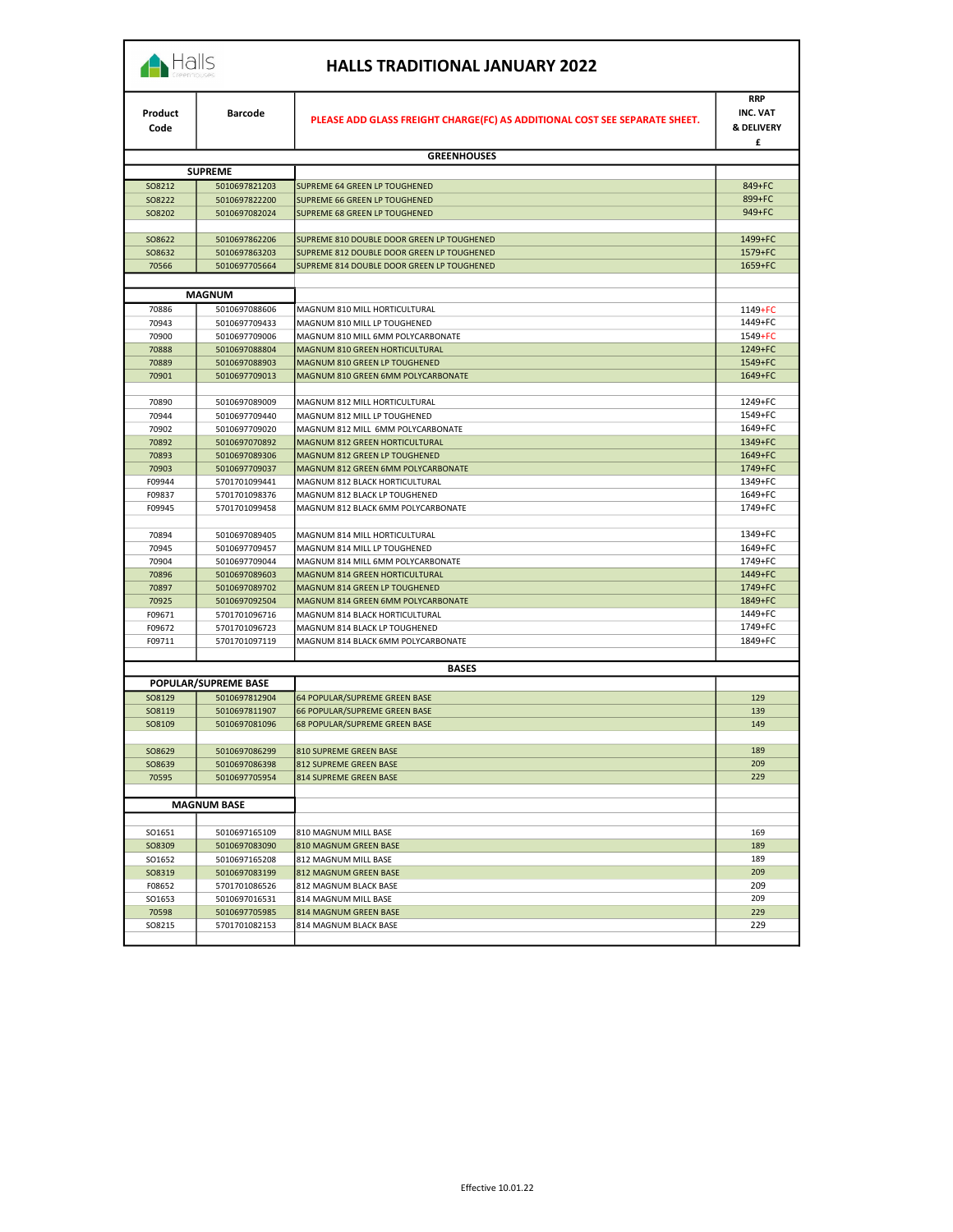# HALLS TRADITIONAL JANUARY 2022

| Product Code | Barcode | PLEASE ADD GLASS FREIGHT CHARGE(FC) AS ADDITIONAL COST SEE SEPARATE SHEET. | RRP INC. VAT & DELIVERY £ |
|---|---|---|---|
| | | **GREENHOUSES** | |
| **SUPREME** | | | |
| SO8212 | 5010697821203 | SUPREME 64 GREEN LP TOUGHENED | 849+FC |
| SO8222 | 5010697822200 | SUPREME 66 GREEN LP TOUGHENED | 899+FC |
| SO8202 | 5010697082024 | SUPREME 68 GREEN LP TOUGHENED | 949+FC |
| | | | |
| SO8622 | 5010697862206 | SUPREME 810 DOUBLE DOOR GREEN LP TOUGHENED | 1499+FC |
| SO8632 | 5010697863203 | SUPREME 812 DOUBLE DOOR GREEN LP TOUGHENED | 1579+FC |
| 70566 | 5010697705664 | SUPREME 814 DOUBLE DOOR GREEN LP TOUGHENED | 1659+FC |
| | | | |
| **MAGNUM** | | | |
| 70886 | 5010697088606 | MAGNUM 810 MILL HORTICULTURAL | 1149+FC |
| 70943 | 5010697709433 | MAGNUM 810 MILL LP TOUGHENED | 1449+FC |
| 70900 | 5010697709006 | MAGNUM 810 MILL 6MM POLYCARBONATE | 1549+FC |
| 70888 | 5010697088804 | MAGNUM 810 GREEN HORTICULTURAL | 1249+FC |
| 70889 | 5010697088903 | MAGNUM 810 GREEN LP TOUGHENED | 1549+FC |
| 70901 | 5010697709013 | MAGNUM 810 GREEN 6MM POLYCARBONATE | 1649+FC |
| | | | |
| 70890 | 5010697089009 | MAGNUM 812 MILL HORTICULTURAL | 1249+FC |
| 70944 | 5010697709440 | MAGNUM 812 MILL LP TOUGHENED | 1549+FC |
| 70902 | 5010697709020 | MAGNUM 812 MILL 6MM POLYCARBONATE | 1649+FC |
| 70892 | 5010697070892 | MAGNUM 812 GREEN HORTICULTURAL | 1349+FC |
| 70893 | 5010697089306 | MAGNUM 812 GREEN LP TOUGHENED | 1649+FC |
| 70903 | 5010697709037 | MAGNUM 812 GREEN 6MM POLYCARBONATE | 1749+FC |
| F09944 | 5701701099441 | MAGNUM 812 BLACK HORTICULTURAL | 1349+FC |
| F09837 | 5701701098376 | MAGNUM 812 BLACK LP TOUGHENED | 1649+FC |
| F09945 | 5701701099458 | MAGNUM 812 BLACK 6MM POLYCARBONATE | 1749+FC |
| | | | |
| 70894 | 5010697089405 | MAGNUM 814 MILL HORTICULTURAL | 1349+FC |
| 70945 | 5010697709457 | MAGNUM 814 MILL LP TOUGHENED | 1649+FC |
| 70904 | 5010697709044 | MAGNUM 814 MILL 6MM POLYCARBONATE | 1749+FC |
| 70896 | 5010697089603 | MAGNUM 814 GREEN HORTICULTURAL | 1449+FC |
| 70897 | 5010697089702 | MAGNUM 814 GREEN LP TOUGHENED | 1749+FC |
| 70925 | 5010697092504 | MAGNUM 814 GREEN 6MM POLYCARBONATE | 1849+FC |
| F09671 | 5701701096716 | MAGNUM 814 BLACK HORTICULTURAL | 1449+FC |
| F09672 | 5701701096723 | MAGNUM 814 BLACK LP TOUGHENED | 1749+FC |
| F09711 | 5701701097119 | MAGNUM 814 BLACK 6MM POLYCARBONATE | 1849+FC |
| | | | |
| | | **BASES** | |
| **POPULAR/SUPREME BASE** | | | |
| SO8129 | 5010697812904 | 64 POPULAR/SUPREME GREEN BASE | 129 |
| SO8119 | 5010697811907 | 66 POPULAR/SUPREME GREEN BASE | 139 |
| SO8109 | 5010697081096 | 68 POPULAR/SUPREME GREEN BASE | 149 |
| | | | |
| SO8629 | 5010697086299 | 810 SUPREME GREEN BASE | 189 |
| SO8639 | 5010697086398 | 812 SUPREME GREEN BASE | 209 |
| 70595 | 5010697705954 | 814 SUPREME GREEN BASE | 229 |
| | | | |
| **MAGNUM BASE** | | | |
| | | | |
| SO1651 | 5010697165109 | 810 MAGNUM MILL BASE | 169 |
| SO8309 | 5010697083090 | 810 MAGNUM GREEN BASE | 189 |
| SO1652 | 5010697165208 | 812 MAGNUM MILL BASE | 189 |
| SO8319 | 5010697083199 | 812 MAGNUM GREEN BASE | 209 |
| F08652 | 5701701086526 | 812 MAGNUM BLACK BASE | 209 |
| SO1653 | 5010697016531 | 814 MAGNUM MILL BASE | 209 |
| 70598 | 5010697705985 | 814 MAGNUM GREEN BASE | 229 |
| SO8215 | 5701701082153 | 814 MAGNUM BLACK BASE | 229 |

Effective 10.01.22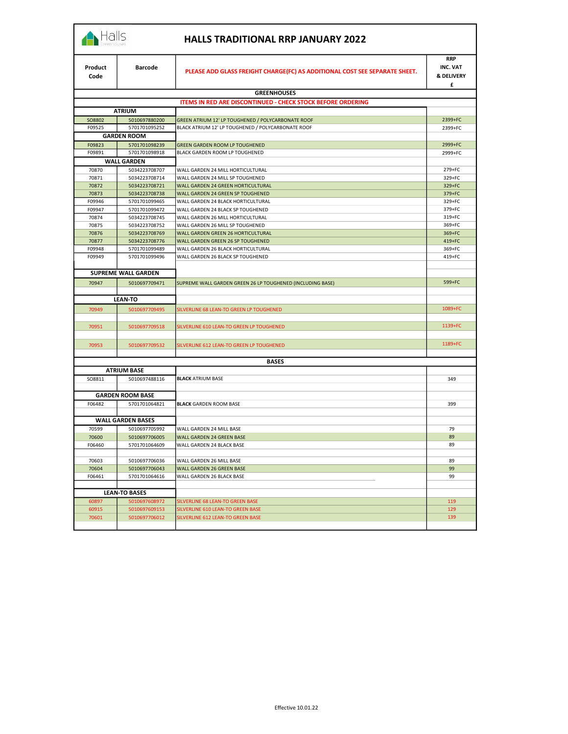# HALLS TRADITIONAL RRP JANUARY 2022

| Product Code | Barcode | PLEASE ADD GLASS FREIGHT CHARGE(FC) AS ADDITIONAL COST SEE SEPARATE SHEET. | RRP INC. VAT & DELIVERY £ |
|---|---|---|---|
| | | **GREENHOUSES** | |
| | | **ITEMS IN RED ARE DISCONTINUED - CHECK STOCK BEFORE ORDERING** | |
| **ATRIUM** | | | |
| SO8802 | 5010697880200 | GREEN ATRIUM 12' LP TOUGHENED / POLYCARBONATE ROOF | 2399+FC |
| F09525 | 5701701095252 | BLACK ATRIUM 12' LP TOUGHENED / POLYCARBONATE ROOF | 2399+FC |
| **GARDEN ROOM** | | | |
| F09823 | 5701701098239 | GREEN GARDEN ROOM LP TOUGHENED | 2999+FC |
| F09891 | 5701701098918 | BLACK GARDEN ROOM LP TOUGHENED | 2999+FC |
| **WALL GARDEN** | | | |
| 70870 | 5034223708707 | WALL GARDEN 24 MILL HORTICULTURAL | 279+FC |
| 70871 | 5034223708714 | WALL GARDEN 24 MILL SP TOUGHENED | 329+FC |
| 70872 | 5034223708721 | WALL GARDEN 24 GREEN HORTICULTURAL | 329+FC |
| 70873 | 5034223708738 | WALL GARDEN 24 GREEN SP TOUGHENED | 379+FC |
| F09946 | 5701701099465 | WALL GARDEN 24 BLACK HORTICULTURAL | 329+FC |
| F09947 | 5701701099472 | WALL GARDEN 24 BLACK SP TOUGHENED | 379+FC |
| 70874 | 5034223708745 | WALL GARDEN 26 MILL HORTICULTURAL | 319+FC |
| 70875 | 5034223708752 | WALL GARDEN 26 MILL SP TOUGHENED | 369+FC |
| 70876 | 5034223708769 | WALL GARDEN GREEN 26 HORTICULTURAL | 369+FC |
| 70877 | 5034223708776 | WALL GARDEN GREEN 26 SP TOUGHENED | 419+FC |
| F09948 | 5701701099489 | WALL GARDEN 26 BLACK HORTICULTURAL | 369+FC |
| F09949 | 5701701099496 | WALL GARDEN 26 BLACK SP TOUGHENED | 419+FC |
| **SUPREME WALL GARDEN** | | | |
| 70947 | 5010697709471 | SUPREME WALL GARDEN GREEN 26 LP TOUGHENED (INCLUDING BASE) | 599+FC |
| **LEAN-TO** | | | |
| 70949 | 5010697709495 | SILVERLINE 68 LEAN-TO GREEN LP TOUGHENED | 1089+FC |
| 70951 | 5010697709518 | SILVERLINE 610 LEAN-TO GREEN LP TOUGHENED | 1139+FC |
| 70953 | 5010697709532 | SILVERLINE 612 LEAN-TO GREEN LP TOUGHENED | 1189+FC |
| | | **BASES** | |
| **ATRIUM BASE** | | | |
| SO8811 | 5010697488116 | **BLACK** ATRIUM BASE | 349 |
| **GARDEN ROOM BASE** | | | |
| F06482 | 5701701064821 | **BLACK** GARDEN ROOM BASE | 399 |
| **WALL GARDEN BASES** | | | |
| 70599 | 5010697705992 | WALL GARDEN 24 MILL BASE | 79 |
| 70600 | 5010697706005 | WALL GARDEN 24 GREEN BASE | 89 |
| F06460 | 5701701064609 | WALL GARDEN 24 BLACK BASE | 89 |
| 70603 | 5010697706036 | WALL GARDEN 26 MILL BASE | 89 |
| 70604 | 5010697706043 | WALL GARDEN 26 GREEN BASE | 99 |
| F06461 | 5701701064616 | WALL GARDEN 26 BLACK BASE | 99 |
| **LEAN-TO BASES** | | | |
| 60897 | 5010697608972 | SILVERLINE 68 LEAN-TO GREEN BASE | 119 |
| 60915 | 5010697609153 | SILVERLINE 610 LEAN-TO GREEN BASE | 129 |
| 70601 | 5010697706012 | SILVERLINE 612 LEAN-TO GREEN BASE | 139 |

Effective 10.01.22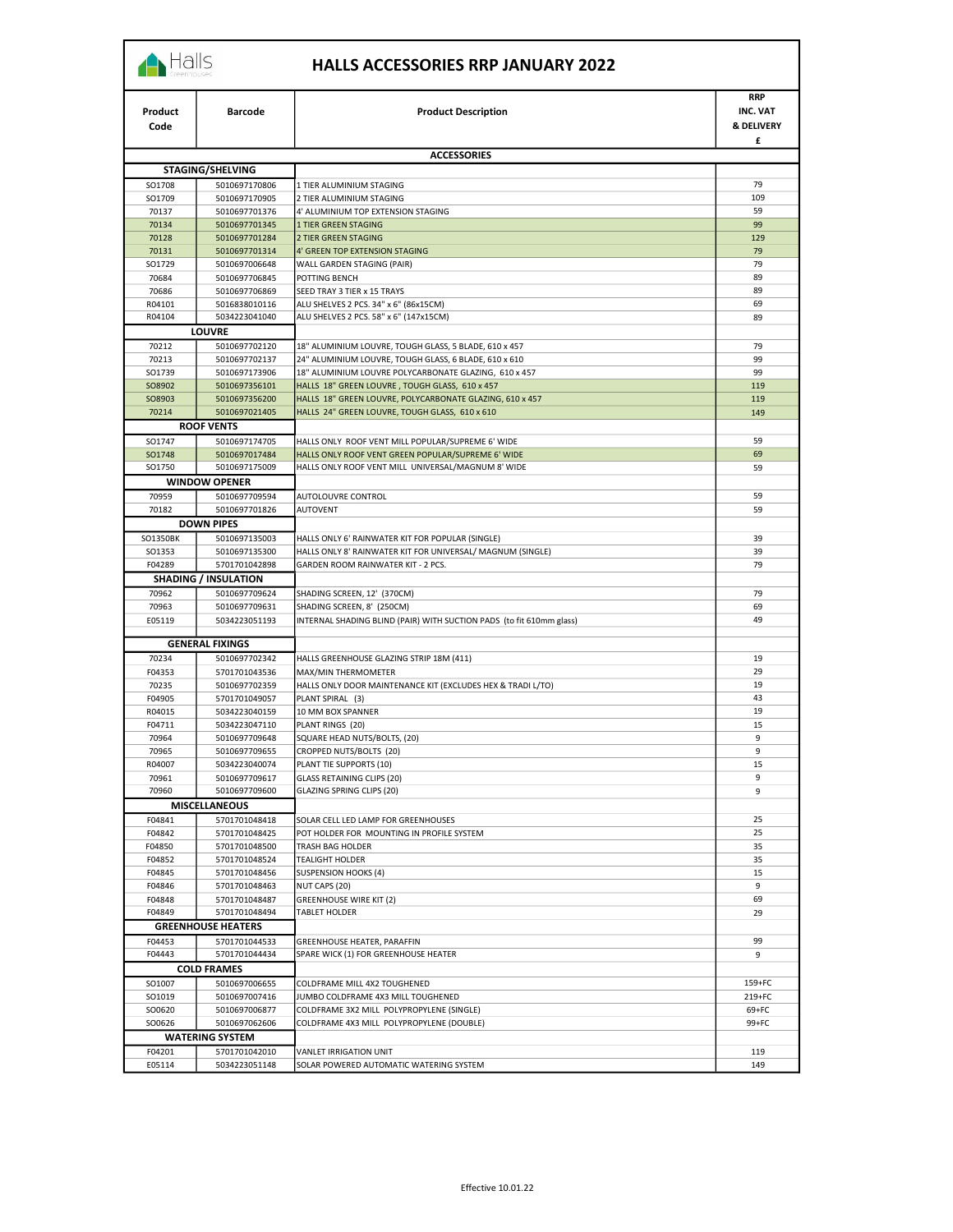# HALLS ACCESSORIES RRP JANUARY 2022

| Product Code | Barcode | Product Description | RRP INC. VAT & DELIVERY £ |
|---|---|---|---|
| | | **ACCESSORIES** | |
| **STAGING/SHELVING** | | | |
| SO1708 | 5010697170806 | 1 TIER ALUMINIUM STAGING | 79 |
| SO1709 | 5010697170905 | 2 TIER ALUMINIUM STAGING | 109 |
| 70137 | 5010697701376 | 4' ALUMINIUM TOP EXTENSION STAGING | 59 |
| 70134 | 5010697701345 | 1 TIER GREEN STAGING | 99 |
| 70128 | 5010697701284 | 2 TIER GREEN STAGING | 129 |
| 70131 | 5010697701314 | 4' GREEN TOP EXTENSION STAGING | 79 |
| SO1729 | 5010697006648 | WALL GARDEN STAGING (PAIR) | 79 |
| 70684 | 5010697706845 | POTTING BENCH | 89 |
| 70686 | 5010697706869 | SEED TRAY 3 TIER x 15 TRAYS | 89 |
| R04101 | 5016838010116 | ALU SHELVES 2 PCS. 34" x 6" (86x15CM) | 69 |
| R04104 | 5034223041040 | ALU SHELVES 2 PCS. 58" x 6" (147x15CM) | 89 |
| **LOUVRE** | | | |
| 70212 | 5010697702120 | 18" ALUMINIUM LOUVRE, TOUGH GLASS, 5 BLADE, 610 x 457 | 79 |
| 70213 | 5010697702137 | 24" ALUMINIUM LOUVRE, TOUGH GLASS, 6 BLADE, 610 x 610 | 99 |
| SO1739 | 5010697173906 | 18" ALUMINIUM LOUVRE POLYCARBONATE GLAZING, 610 x 457 | 99 |
| SO8902 | 5010697356101 | HALLS 18" GREEN LOUVRE , TOUGH GLASS, 610 x 457 | 119 |
| SO8903 | 5010697356200 | HALLS 18" GREEN LOUVRE, POLYCARBONATE GLAZING, 610 x 457 | 119 |
| 70214 | 5010697021405 | HALLS 24" GREEN LOUVRE, TOUGH GLASS, 610 x 610 | 149 |
| **ROOF VENTS** | | | |
| SO1747 | 5010697174705 | HALLS ONLY ROOF VENT MILL POPULAR/SUPREME 6' WIDE | 59 |
| SO1748 | 5010697017484 | HALLS ONLY ROOF VENT GREEN POPULAR/SUPREME 6' WIDE | 69 |
| SO1750 | 5010697175009 | HALLS ONLY ROOF VENT MILL UNIVERSAL/MAGNUM 8' WIDE | 59 |
| **WINDOW OPENER** | | | |
| 70959 | 5010697709594 | AUTOLOUVRE CONTROL | 59 |
| 70182 | 5010697701826 | AUTOVENT | 59 |
| **DOWN PIPES** | | | |
| SO1350BK | 5010697135003 | HALLS ONLY 6' RAINWATER KIT FOR POPULAR (SINGLE) | 39 |
| SO1353 | 5010697135300 | HALLS ONLY 8' RAINWATER KIT FOR UNIVERSAL/ MAGNUM (SINGLE) | 39 |
| F04289 | 5701701042898 | GARDEN ROOM RAINWATER KIT - 2 PCS. | 79 |
| **SHADING / INSULATION** | | | |
| 70962 | 5010697709624 | SHADING SCREEN, 12' (370CM) | 79 |
| 70963 | 5010697709631 | SHADING SCREEN, 8' (250CM) | 69 |
| E05119 | 5034223051193 | INTERNAL SHADING BLIND (PAIR) WITH SUCTION PADS (to fit 610mm glass) | 49 |
| **GENERAL FIXINGS** | | | |
| 70234 | 5010697702342 | HALLS GREENHOUSE GLAZING STRIP 18M (411) | 19 |
| F04353 | 5701701043536 | MAX/MIN THERMOMETER | 29 |
| 70235 | 5010697702359 | HALLS ONLY DOOR MAINTENANCE KIT (EXCLUDES HEX & TRADI L/TO) | 19 |
| F04905 | 5701701049057 | PLANT SPIRAL (3) | 43 |
| R04015 | 5034223040159 | 10 MM BOX SPANNER | 19 |
| F04711 | 5034223047110 | PLANT RINGS (20) | 15 |
| 70964 | 5010697709648 | SQUARE HEAD NUTS/BOLTS, (20) | 9 |
| 70965 | 5010697709655 | CROPPED NUTS/BOLTS (20) | 9 |
| R04007 | 5034223040074 | PLANT TIE SUPPORTS (10) | 15 |
| 70961 | 5010697709617 | GLASS RETAINING CLIPS (20) | 9 |
| 70960 | 5010697709600 | GLAZING SPRING CLIPS (20) | 9 |
| **MISCELLANEOUS** | | | |
| F04841 | 5701701048418 | SOLAR CELL LED LAMP FOR GREENHOUSES | 25 |
| F04842 | 5701701048425 | POT HOLDER FOR MOUNTING IN PROFILE SYSTEM | 25 |
| F04850 | 5701701048500 | TRASH BAG HOLDER | 35 |
| F04852 | 5701701048524 | TEALIGHT HOLDER | 35 |
| F04845 | 5701701048456 | SUSPENSION HOOKS (4) | 15 |
| F04846 | 5701701048463 | NUT CAPS (20) | 9 |
| F04848 | 5701701048487 | GREENHOUSE WIRE KIT (2) | 69 |
| F04849 | 5701701048494 | TABLET HOLDER | 29 |
| **GREENHOUSE HEATERS** | | | |
| F04453 | 5701701044533 | GREENHOUSE HEATER, PARAFFIN | 99 |
| F04443 | 5701701044434 | SPARE WICK (1) FOR GREENHOUSE HEATER | 9 |
| **COLD FRAMES** | | | |
| SO1007 | 5010697006655 | COLDFRAME MILL 4X2 TOUGHENED | 159+FC |
| SO1019 | 5010697007416 | JUMBO COLDFRAME 4X3 MILL TOUGHENED | 219+FC |
| SO0620 | 5010697006877 | COLDFRAME 3X2 MILL POLYPROPYLENE (SINGLE) | 69+FC |
| SO0626 | 5010697062606 | COLDFRAME 4X3 MILL POLYPROPYLENE (DOUBLE) | 99+FC |
| **WATERING SYSTEM** | | | |
| F04201 | 5701701042010 | VANLET IRRIGATION UNIT | 119 |
| E05114 | 5034223051148 | SOLAR POWERED AUTOMATIC WATERING SYSTEM | 149 |

Effective 10.01.22